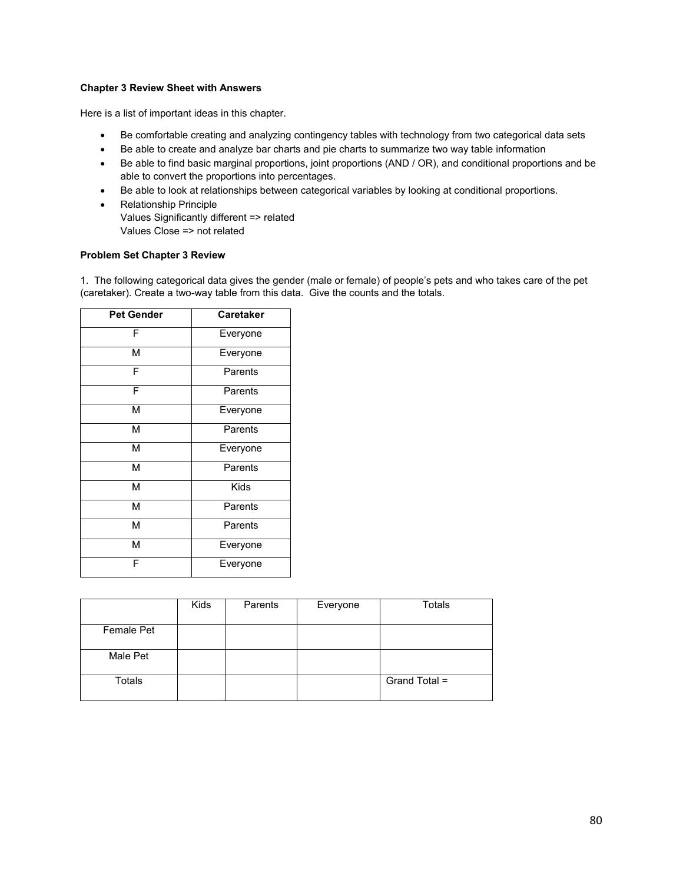**Chapter 3 Review Sheet with Answers**

Here is a list of important ideas in this chapter.

- Be comfortable creating and analyzing contingency tables with technology from two categorical data sets
- Be able to create and analyze bar charts and pie charts to summarize two way table information
- Be able to find basic marginal proportions, joint proportions (AND / OR), and conditional proportions and be able to convert the proportions into percentages.
- Be able to look at relationships between categorical variables by looking at conditional proportions.
- Relationship Principle
  Values Significantly different => related
  Values Close => not related

**Problem Set Chapter 3 Review**

1. The following categorical data gives the gender (male or female) of people's pets and who takes care of the pet (caretaker). Create a two-way table from this data. Give the counts and the totals.

| Pet Gender | Caretaker |
|---|---|
| F | Everyone |
| M | Everyone |
| F | Parents |
| F | Parents |
| M | Everyone |
| M | Parents |
| M | Everyone |
| M | Parents |
| M | Kids |
| M | Parents |
| M | Parents |
| M | Everyone |
| F | Everyone |

| | Kids | Parents | Everyone | Totals |
|---|---|---|---|---|
| Female Pet | | | | |
| Male Pet | | | | |
| Totals | | | | Grand Total = |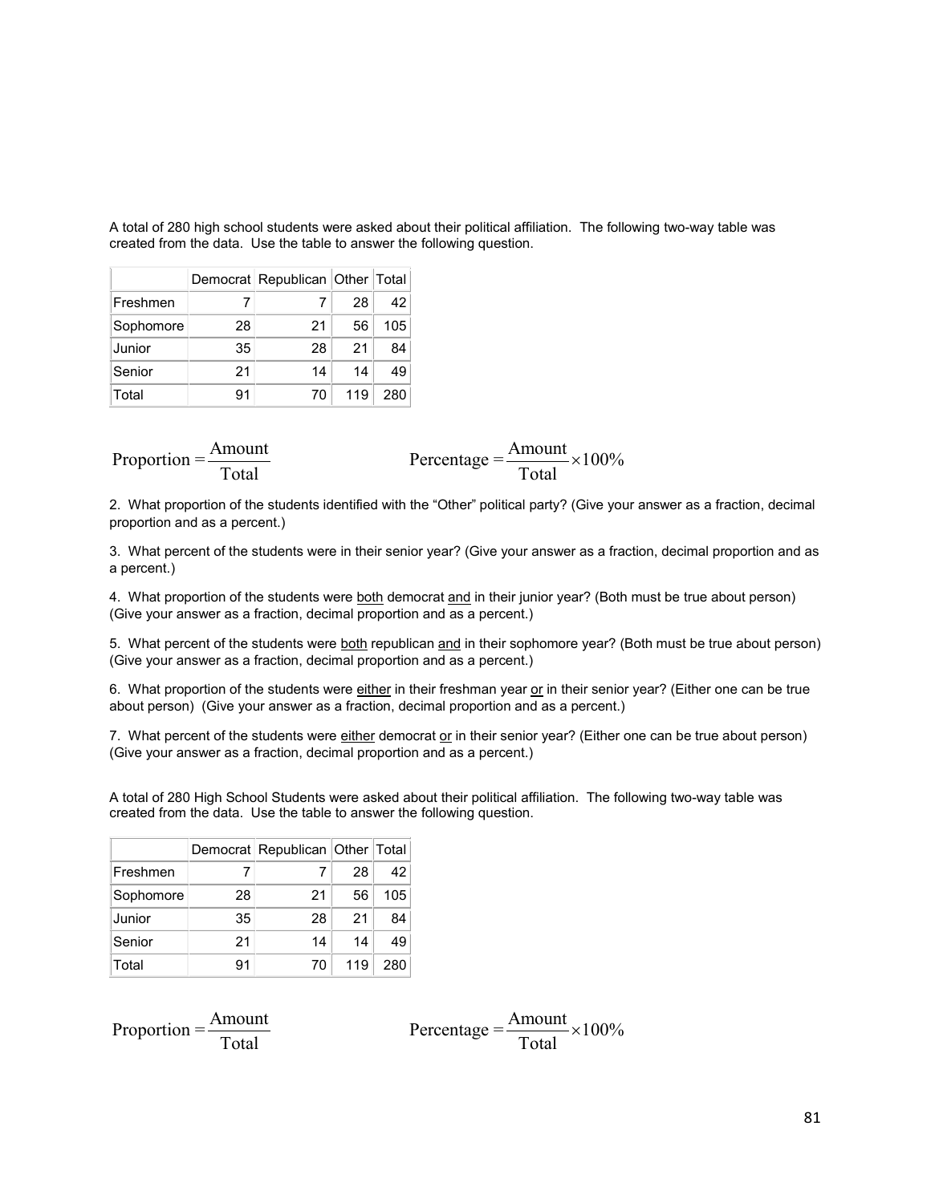A total of 280 high school students were asked about their political affiliation. The following two-way table was created from the data. Use the table to answer the following question.

| | Democrat | Republican | Other | Total |
|---|---|---|---|---|
| Freshmen | 7 | 7 | 28 | 42 |
| Sophomore | 28 | 21 | 56 | 105 |
| Junior | 35 | 28 | 21 | 84 |
| Senior | 21 | 14 | 14 | 49 |
| Total | 91 | 70 | 119 | 280 |

$$\text{Proportion} = \frac{\text{Amount}}{\text{Total}} \qquad\qquad \text{Percentage} = \frac{\text{Amount}}{\text{Total}} \times 100\%$$

2. What proportion of the students identified with the "Other" political party? (Give your answer as a fraction, decimal proportion and as a percent.)

3. What percent of the students were in their senior year? (Give your answer as a fraction, decimal proportion and as a percent.)

4. What proportion of the students were <u>both</u> democrat <u>and</u> in their junior year? (Both must be true about person) (Give your answer as a fraction, decimal proportion and as a percent.)

5. What percent of the students were <u>both</u> republican <u>and</u> in their sophomore year? (Both must be true about person) (Give your answer as a fraction, decimal proportion and as a percent.)

6. What proportion of the students were <u>either</u> in their freshman year <u>or</u> in their senior year? (Either one can be true about person) (Give your answer as a fraction, decimal proportion and as a percent.)

7. What percent of the students were <u>either</u> democrat <u>or</u> in their senior year? (Either one can be true about person) (Give your answer as a fraction, decimal proportion and as a percent.)

A total of 280 High School Students were asked about their political affiliation. The following two-way table was created from the data. Use the table to answer the following question.

| | Democrat | Republican | Other | Total |
|---|---|---|---|---|
| Freshmen | 7 | 7 | 28 | 42 |
| Sophomore | 28 | 21 | 56 | 105 |
| Junior | 35 | 28 | 21 | 84 |
| Senior | 21 | 14 | 14 | 49 |
| Total | 91 | 70 | 119 | 280 |

$$\text{Proportion} = \frac{\text{Amount}}{\text{Total}} \qquad\qquad \text{Percentage} = \frac{\text{Amount}}{\text{Total}} \times 100\%$$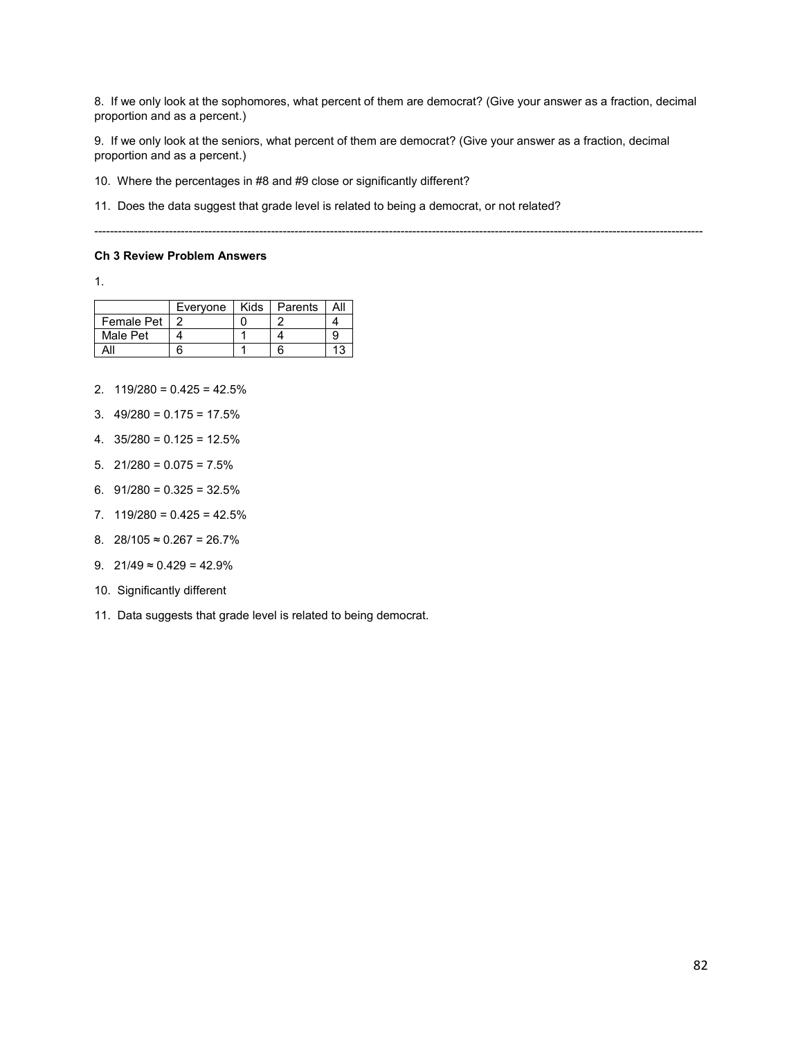8. If we only look at the sophomores, what percent of them are democrat? (Give your answer as a fraction, decimal proportion and as a percent.)

9. If we only look at the seniors, what percent of them are democrat? (Give your answer as a fraction, decimal proportion and as a percent.)

10. Where the percentages in #8 and #9 close or significantly different?

11. Does the data suggest that grade level is related to being a democrat, or not related?

---

**Ch 3 Review Problem Answers**

1.

| | Everyone | Kids | Parents | All |
|---|---|---|---|---|
| Female Pet | 2 | 0 | 2 | 4 |
| Male Pet | 4 | 1 | 4 | 9 |
| All | 6 | 1 | 6 | 13 |

2. 119/280 = 0.425 = 42.5%

3. 49/280 = 0.175 = 17.5%

4. 35/280 = 0.125 = 12.5%

5. 21/280 = 0.075 = 7.5%

6. 91/280 = 0.325 = 32.5%

7. 119/280 = 0.425 = 42.5%

8. 28/105 ≈ 0.267 = 26.7%

9. 21/49 ≈ 0.429 = 42.9%

10. Significantly different

11. Data suggests that grade level is related to being democrat.